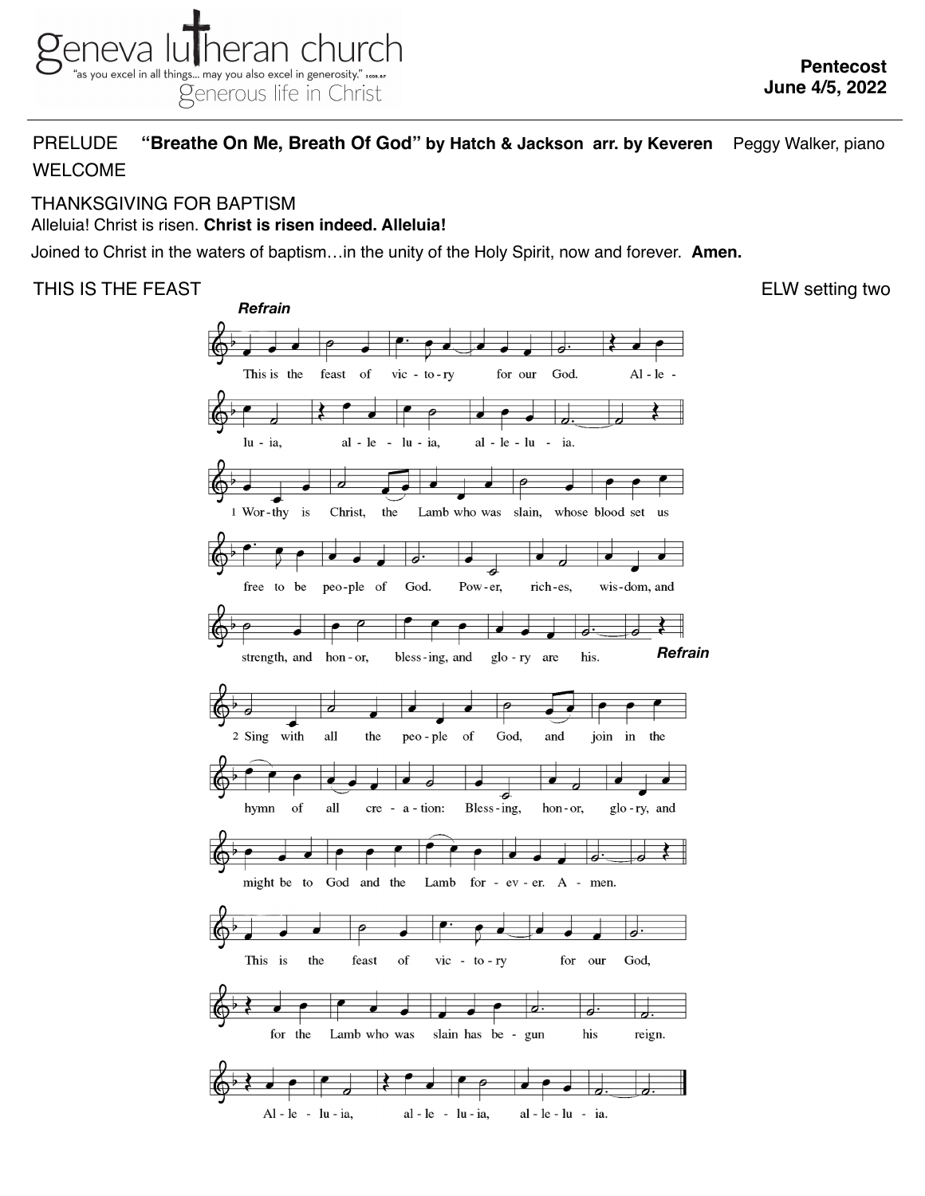**Pentecost**
**June 4/5, 2022**

PRELUDE **"Breathe On Me, Breath Of God" by Hatch & Jackson arr. by Keveren** Peggy Walker, piano

WELCOME

THANKSGIVING FOR BAPTISM

Alleluia! Christ is risen. **Christ is risen indeed. Alleluia!**

Joined to Christ in the waters of baptism…in the unity of the Holy Spirit, now and forever. **Amen.**

THIS IS THE FEAST ELW setting two

***Refrain***

This is the feast of victory for our God. Alleluia, alleluia, alleluia.

1 Worthy is Christ, the Lamb who was slain, whose blood set us free to be people of God. Power, riches, wisdom, and strength, and honor, blessing, and glory are his. ***Refrain***

2 Sing with all the people of God, and join in the hymn of all creation: Blessing, honor, glory, and might be to God and the Lamb forever. Amen.

This is the feast of victory for our God, for the Lamb who was slain has begun his reign. Alleluia, alleluia, alleluia.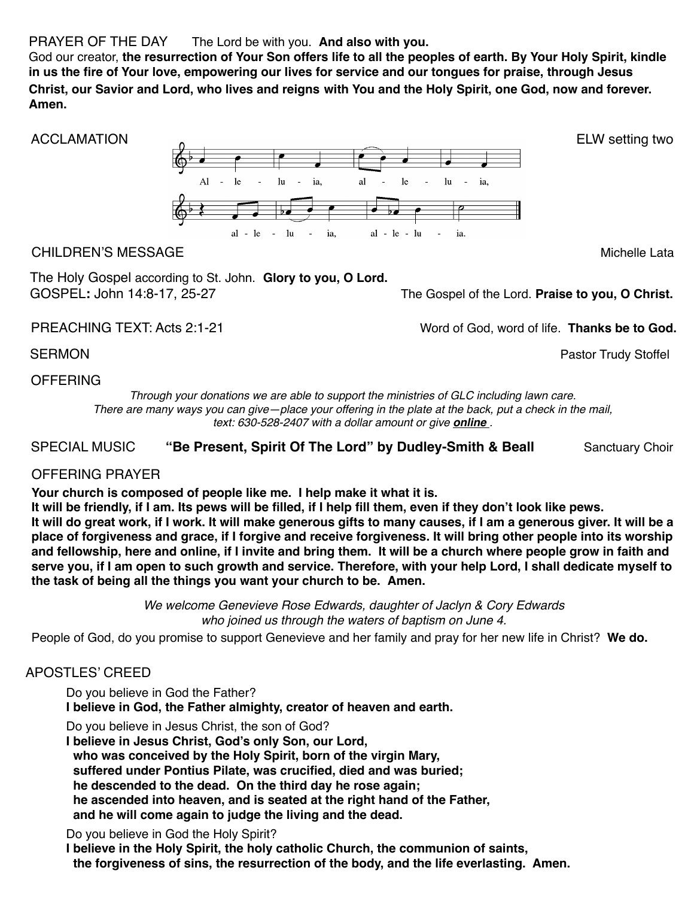PRAYER OF THE DAY The Lord be with you. **And also with you.**

God our creator, **the resurrection of Your Son offers life to all the peoples of earth. By Your Holy Spirit, kindle in us the fire of Your love, empowering our lives for service and our tongues for praise, through Jesus Christ, our Savior and Lord, who lives and reigns with You and the Holy Spirit, one God, now and forever. Amen.**

ACCLAMATION ELW setting two

Al - le - lu - ia, al - le - lu - ia,
al - le - lu - ia, al - le - lu - ia.

CHILDREN'S MESSAGE Michelle Lata

The Holy Gospel according to St. John. **Glory to you, O Lord.**

GOSPEL: John 14:8-17, 25-27 The Gospel of the Lord. **Praise to you, O Christ.**

PREACHING TEXT: Acts 2:1-21 Word of God, word of life. **Thanks be to God.**

SERMON Pastor Trudy Stoffel

OFFERING

*Through your donations we are able to support the ministries of GLC including lawn care. There are many ways you can give—place your offering in the plate at the back, put a check in the mail, text: 630-528-2407 with a dollar amount or give **online** .*

SPECIAL MUSIC **"Be Present, Spirit Of The Lord" by Dudley-Smith & Beall** Sanctuary Choir

OFFERING PRAYER

**Your church is composed of people like me. I help make it what it is.**
**It will be friendly, if I am. Its pews will be filled, if I help fill them, even if they don't look like pews.**
**It will do great work, if I work. It will make generous gifts to many causes, if I am a generous giver. It will be a place of forgiveness and grace, if I forgive and receive forgiveness. It will bring other people into its worship and fellowship, here and online, if I invite and bring them. It will be a church where people grow in faith and serve you, if I am open to such growth and service. Therefore, with your help Lord, I shall dedicate myself to the task of being all the things you want your church to be. Amen.**

*We welcome Genevieve Rose Edwards, daughter of Jaclyn & Cory Edwards who joined us through the waters of baptism on June 4.*

People of God, do you promise to support Genevieve and her family and pray for her new life in Christ? **We do.**

APOSTLES' CREED

Do you believe in God the Father?
**I believe in God, the Father almighty, creator of heaven and earth.**

Do you believe in Jesus Christ, the son of God?
**I believe in Jesus Christ, God's only Son, our Lord,**
**who was conceived by the Holy Spirit, born of the virgin Mary,**
**suffered under Pontius Pilate, was crucified, died and was buried;**
**he descended to the dead. On the third day he rose again;**
**he ascended into heaven, and is seated at the right hand of the Father,**
**and he will come again to judge the living and the dead.**

Do you believe in God the Holy Spirit?
**I believe in the Holy Spirit, the holy catholic Church, the communion of saints,**
**the forgiveness of sins, the resurrection of the body, and the life everlasting. Amen.**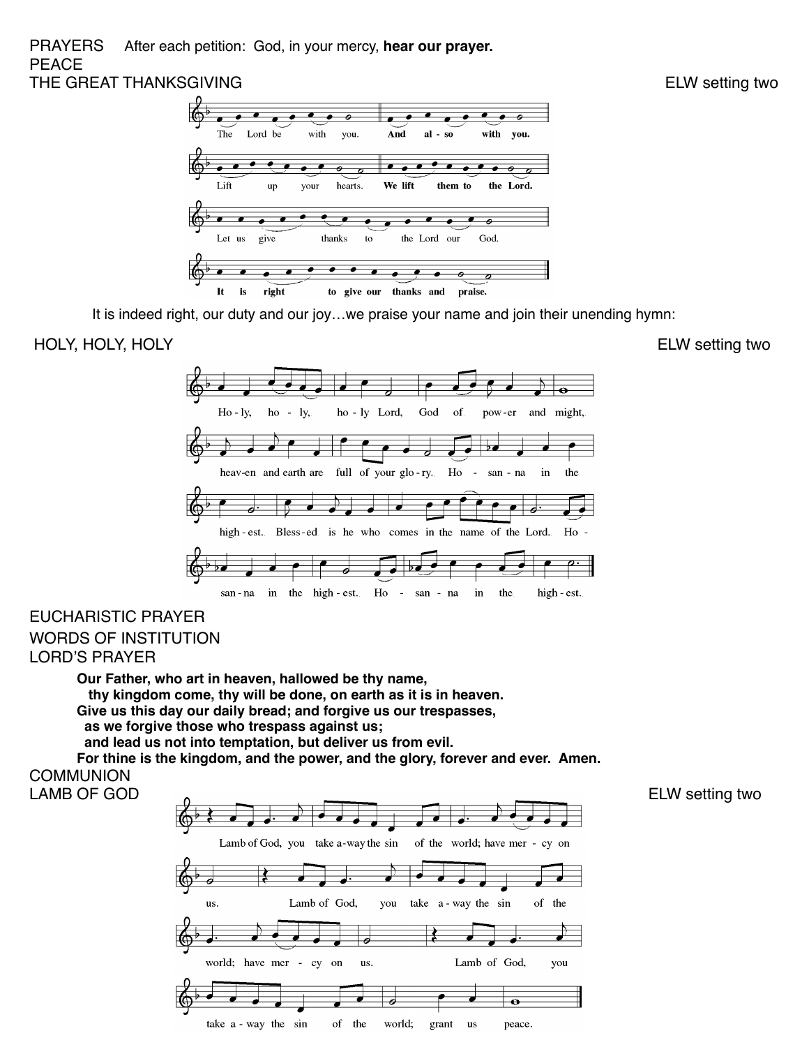PRAYERS  After each petition: God, in your mercy, **hear our prayer.**

PEACE

THE GREAT THANKSGIVING — ELW setting two

The Lord be with you. **And also with you.**

Lift up your hearts. **We lift them to the Lord.**

Let us give thanks to the Lord our God.

**It is right to give our thanks and praise.**

It is indeed right, our duty and our joy…we praise your name and join their unending hymn:

HOLY, HOLY, HOLY — ELW setting two

Holy, holy, holy Lord, God of power and might, heaven and earth are full of your glory. Hosanna in the highest. Blessed is he who comes in the name of the Lord. Hosanna in the highest. Hosanna in the highest.

EUCHARISTIC PRAYER

WORDS OF INSTITUTION

LORD'S PRAYER

**Our Father, who art in heaven, hallowed be thy name,**
**thy kingdom come, thy will be done, on earth as it is in heaven.**
**Give us this day our daily bread; and forgive us our trespasses,**
**as we forgive those who trespass against us;**
**and lead us not into temptation, but deliver us from evil.**
**For thine is the kingdom, and the power, and the glory, forever and ever. Amen.**

COMMUNION

LAMB OF GOD — ELW setting two

Lamb of God, you take away the sin of the world; have mercy on us. Lamb of God, you take away the sin of the world; have mercy on us. Lamb of God, you take away the sin of the world; grant us peace.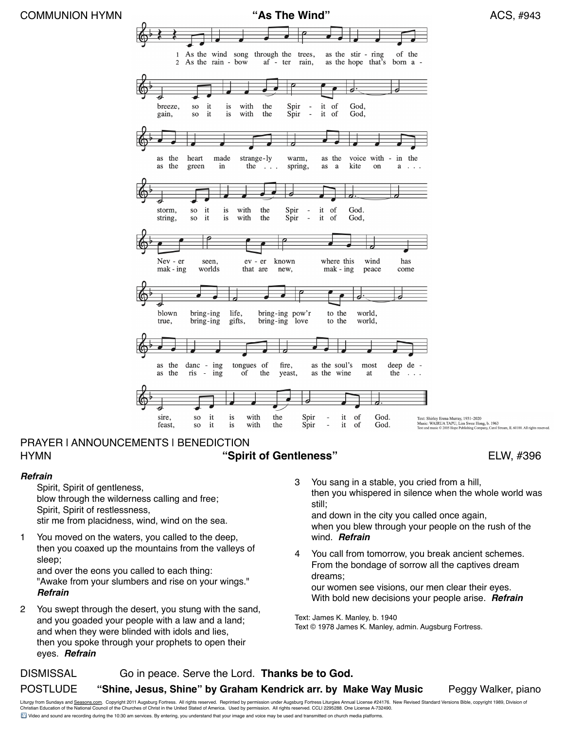COMMUNION HYMN **"As The Wind"** ACS, #943

1 As the wind song through the trees, as the stir - ring of the breeze, so it is with the Spir - it of God, as the heart made strange-ly warm, as the voice with - in the storm, so it is with the Spir - it of God. Nev - er seen, ev - er known where this wind has blown bring-ing life, bring-ing pow'r to the world, as the danc - ing tongues of fire, as the soul's most deep de - sire, so it is with the Spir - it of God.

2 As the rain - bow af - ter rain, as the hope that's born a - gain, so it is with the Spir - it of God, as the green in the . . . spring, as a kite on a . . . string, so it is with the Spir - it of God, mak - ing worlds that are new, mak - ing peace come true, bring-ing gifts, bring-ing love to the world, as the ris - ing of the yeast, as the wine at the . . . feast, so it is with the Spir - it of God.

Text: Shirley Erena Murray, 1931–2020
Music: WAIRUA TAPU, Lim Swee Hong, b. 1963
Text and music © 2005 Hope Publishing Company, Carol Stream, IL 60188. All rights reserved.

PRAYER | ANNOUNCEMENTS | BENEDICTION

HYMN **"Spirit of Gentleness"** ELW, #396

***Refrain***
Spirit, Spirit of gentleness,
blow through the wilderness calling and free;
Spirit, Spirit of restlessness,
stir me from placidness, wind, wind on the sea.

1 You moved on the waters, you called to the deep,
then you coaxed up the mountains from the valleys of sleep;
and over the eons you called to each thing:
"Awake from your slumbers and rise on your wings."
***Refrain***

2 You swept through the desert, you stung with the sand,
and you goaded your people with a law and a land;
and when they were blinded with idols and lies,
then you spoke through your prophets to open their eyes. ***Refrain***

3 You sang in a stable, you cried from a hill,
then you whispered in silence when the whole world was still;
and down in the city you called once again,
when you blew through your people on the rush of the wind. ***Refrain***

4 You call from tomorrow, you break ancient schemes.
From the bondage of sorrow all the captives dream dreams;
our women see visions, our men clear their eyes.
With bold new decisions your people arise. ***Refrain***

Text: James K. Manley, b. 1940
Text © 1978 James K. Manley, admin. Augsburg Fortress.

DISMISSAL Go in peace. Serve the Lord. **Thanks be to God.**

POSTLUDE **"Shine, Jesus, Shine" by Graham Kendrick arr. by Make Way Music** Peggy Walker, piano

Liturgy from Sundays and Seasons.com. Copyright 2011 Augsburg Fortress. All rights reserved. Reprinted by permission under Augsburg Fortress Liturgies Annual License #24176. New Revised Standard Versions Bible, copyright 1989, Division of Christian Education of the National Council of the Churches of Christ in the United Stated of America. Used by permission. All rights reserved. CCLI 2295288. One License A-732490.

Video and sound are recording during the 10:30 am services. By entering, you understand that your image and voice may be used and transmitted on church media platforms.